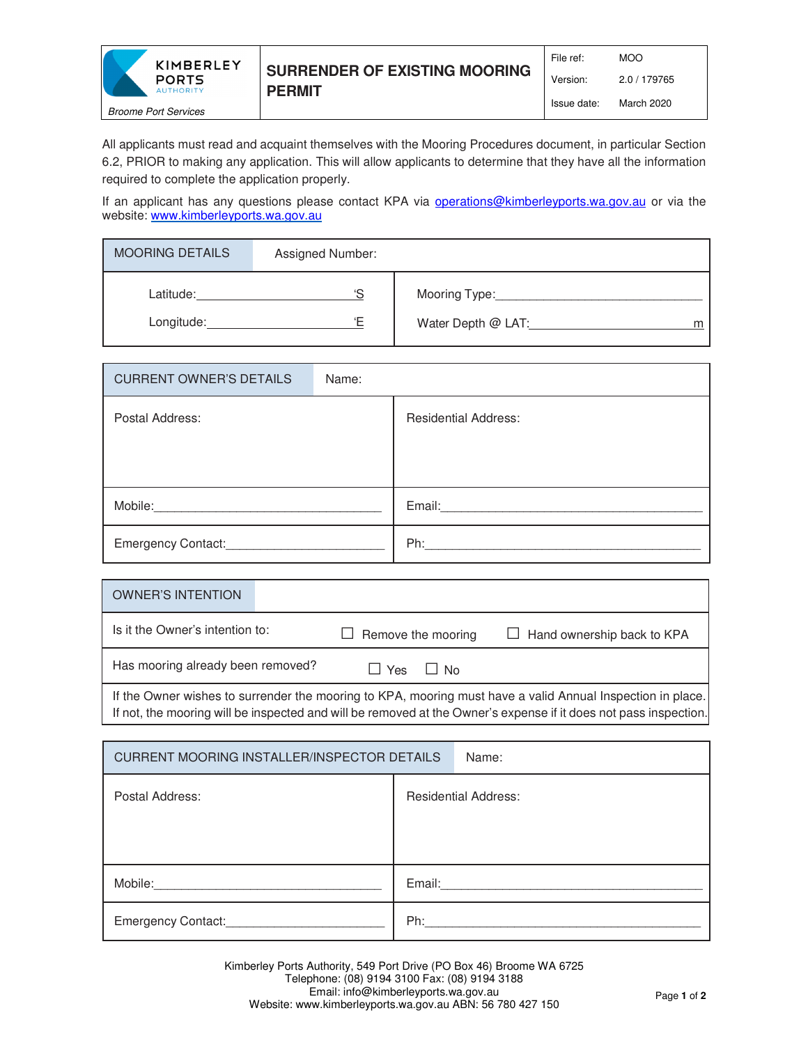| KIMBERLEY PORTS AUTHORITY *Broome Port Services* | **SURRENDER OF EXISTING MOORING PERMIT** | File ref: MOO Version: 2.0 / 179765 Issue date: March 2020 |
|---|---|---|

All applicants must read and acquaint themselves with the Mooring Procedures document, in particular Section 6.2, PRIOR to making any application. This will allow applicants to determine that they have all the information required to complete the application properly.

If an applicant has any questions please contact KPA via [operations@kimberleyports.wa.gov.au](mailto:operations@kimberleyports.wa.gov.au) or via the website: [www.kimberleyports.wa.gov.au](http://www.kimberleyports.wa.gov.au)

| MOORING DETAILS | Assigned Number: |
|---|---|
| Latitude:\_\_\_\_\_\_\_\_\_\_\_\_\_\_\_\_\_\_\_\_\_\_\_‘S | Mooring Type:\_\_\_\_\_\_\_\_\_\_\_\_\_\_\_\_\_\_\_\_\_\_\_\_\_\_ |
| Longitude:\_\_\_\_\_\_\_\_\_\_\_\_\_\_\_\_\_\_\_\_\_\_‘E | Water Depth @ LAT:\_\_\_\_\_\_\_\_\_\_\_\_\_\_\_\_\_\_\_\_m |

| CURRENT OWNER'S DETAILS | Name: |
|---|---|
| Postal Address: | Residential Address: |
| Mobile:\_\_\_\_\_\_\_\_\_\_\_\_\_\_\_\_\_\_\_\_\_\_\_\_\_\_\_\_\_\_\_\_ | Email:\_\_\_\_\_\_\_\_\_\_\_\_\_\_\_\_\_\_\_\_\_\_\_\_\_\_\_\_\_\_\_\_\_\_\_\_\_\_ |
| Emergency Contact:\_\_\_\_\_\_\_\_\_\_\_\_\_\_\_\_\_\_\_\_\_\_\_ | Ph:\_\_\_\_\_\_\_\_\_\_\_\_\_\_\_\_\_\_\_\_\_\_\_\_\_\_\_\_\_\_\_\_\_\_\_\_\_\_\_\_\_\_ |

| OWNER'S INTENTION | | |
|---|---|---|
| Is it the Owner's intention to: | ☐ Remove the mooring | ☐ Hand ownership back to KPA |
| Has mooring already been removed? | ☐ Yes | ☐ No |
| If the Owner wishes to surrender the mooring to KPA, mooring must have a valid Annual Inspection in place. If not, the mooring will be inspected and will be removed at the Owner's expense if it does not pass inspection. | | |

| CURRENT MOORING INSTALLER/INSPECTOR DETAILS | Name: |
|---|---|
| Postal Address: | Residential Address: |
| Mobile:\_\_\_\_\_\_\_\_\_\_\_\_\_\_\_\_\_\_\_\_\_\_\_\_\_\_\_\_\_\_\_\_ | Email:\_\_\_\_\_\_\_\_\_\_\_\_\_\_\_\_\_\_\_\_\_\_\_\_\_\_\_\_\_\_\_\_\_\_\_\_\_\_ |
| Emergency Contact:\_\_\_\_\_\_\_\_\_\_\_\_\_\_\_\_\_\_\_\_\_\_\_ | Ph:\_\_\_\_\_\_\_\_\_\_\_\_\_\_\_\_\_\_\_\_\_\_\_\_\_\_\_\_\_\_\_\_\_\_\_\_\_\_\_\_\_\_ |

Kimberley Ports Authority, 549 Port Drive (PO Box 46) Broome WA 6725
Telephone: (08) 9194 3100 Fax: (08) 9194 3188
Email: info@kimberleyports.wa.gov.au
Website: www.kimberleyports.wa.gov.au ABN: 56 780 427 150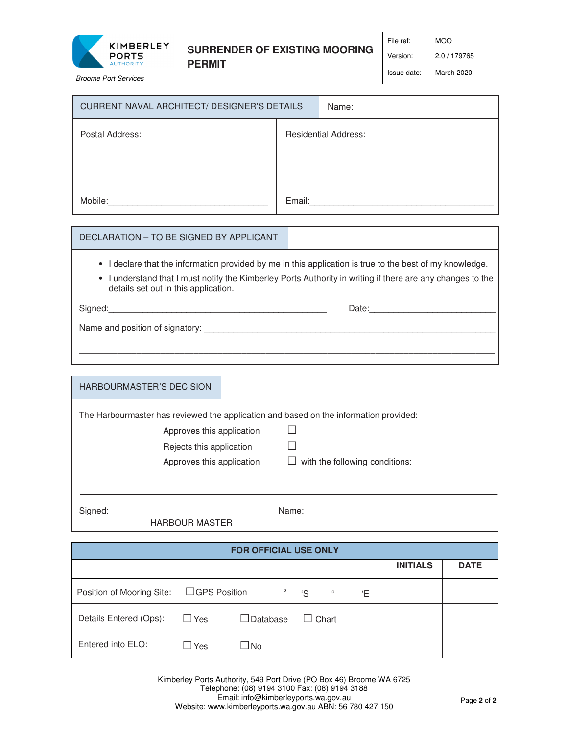| KIMBERLEY PORTS AUTHORITY<br>*Broome Port Services* | **SURRENDER OF EXISTING MOORING PERMIT** | File ref: MOO<br>Version: 2.0 / 179765<br>Issue date: March 2020 |
|---|---|---|

| CURRENT NAVAL ARCHITECT/ DESIGNER'S DETAILS | Name: |
|---|---|
| Postal Address: | Residential Address: |
| Mobile:________________________________ | Email:______________________________________ |

## DECLARATION – TO BE SIGNED BY APPLICANT

- I declare that the information provided by me in this application is true to the best of my knowledge.
- I understand that I must notify the Kimberley Ports Authority in writing if there are any changes to the details set out in this application.

Signed:_____________________________________________ Date:_________________________

Name and position of signatory: ______________________________________________________________

______________________________________________________________________________

## HARBOURMASTER'S DECISION

The Harbourmaster has reviewed the application and based on the information provided:

Approves this application ☐

Rejects this application ☐

Approves this application ☐ with the following conditions:

______________________________________________________________________________

______________________________________________________________________________

Signed:______________________________ Name: ________________________________________

HARBOUR MASTER

| FOR OFFICIAL USE ONLY | | |
|---|---|---|
| | **INITIALS** | **DATE** |
| Position of Mooring Site: ☐GPS Position ° 'S ° 'E | | |
| Details Entered (Ops): ☐Yes ☐Database ☐ Chart | | |
| Entered into ELO: ☐Yes ☐No | | |

Kimberley Ports Authority, 549 Port Drive (PO Box 46) Broome WA 6725
Telephone: (08) 9194 3100 Fax: (08) 9194 3188
Email: info@kimberleyports.wa.gov.au
Website: www.kimberleyports.wa.gov.au ABN: 56 780 427 150